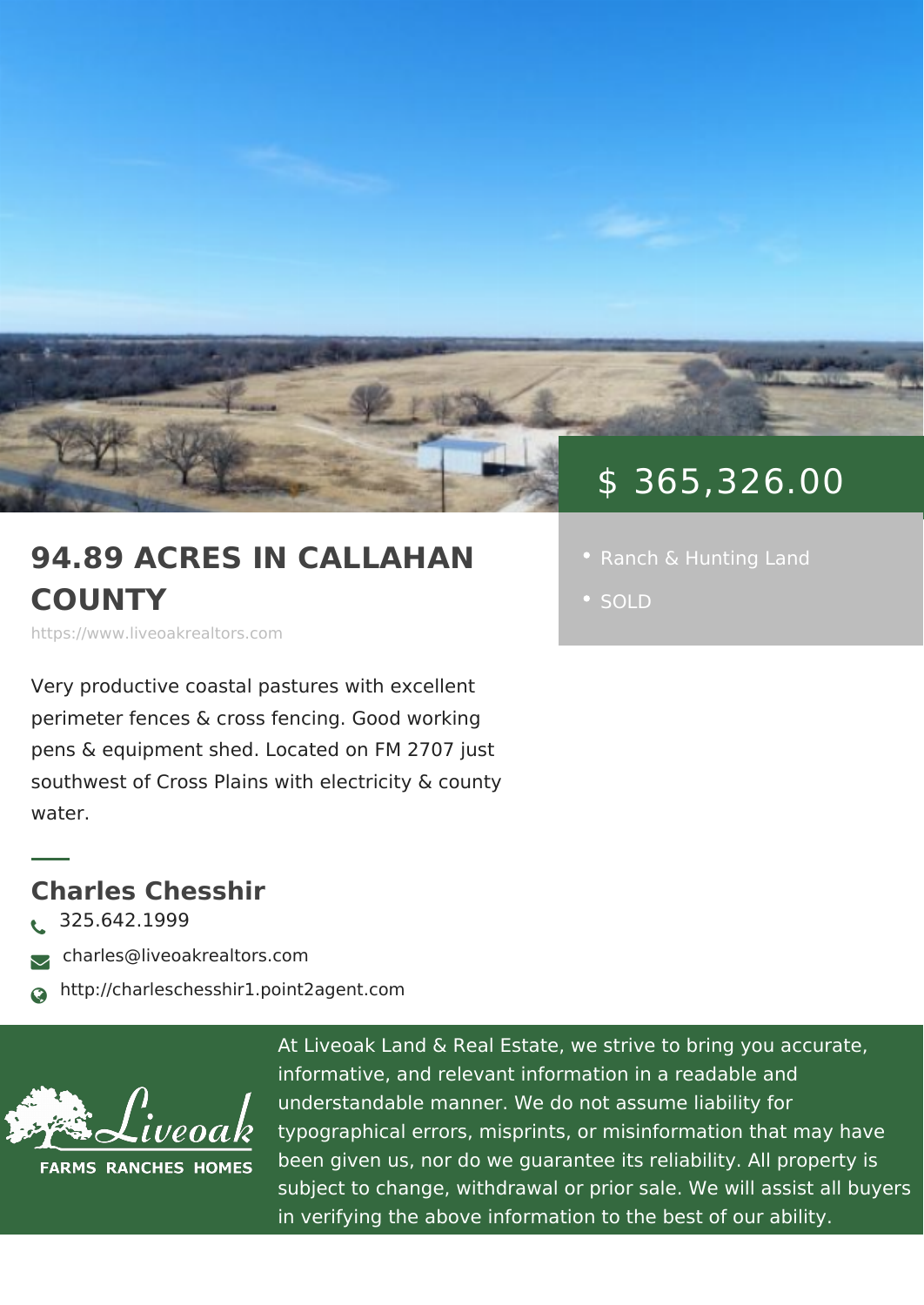# 94.89 ACRES IN CALLAHAN COUNTY

https://www.liveoakrealtors.com

$ 365,326.00

- Ranch & Hunting Land
- SOLD

Very productive coastal pastures with excellent perimeter fences & cross fencing. Good working pens & equipment shed. Located on FM 2707 just southwest of Cross Plains with electricity & county water.

## Charles Chesshir

325.642.1999

charles@liveoakrealtors.com

http://charleschesshir1.point2agent.com

Liveoak FARMS RANCHES HOMES

At Liveoak Land & Real Estate, we strive to bring you accurate, informative, and relevant information in a readable and understandable manner. We do not assume liability for typographical errors, misprints, or misinformation that may have been given us, nor do we guarantee its reliability. All property is subject to change, withdrawal or prior sale. We will assist all buyers in verifying the above information to the best of our ability.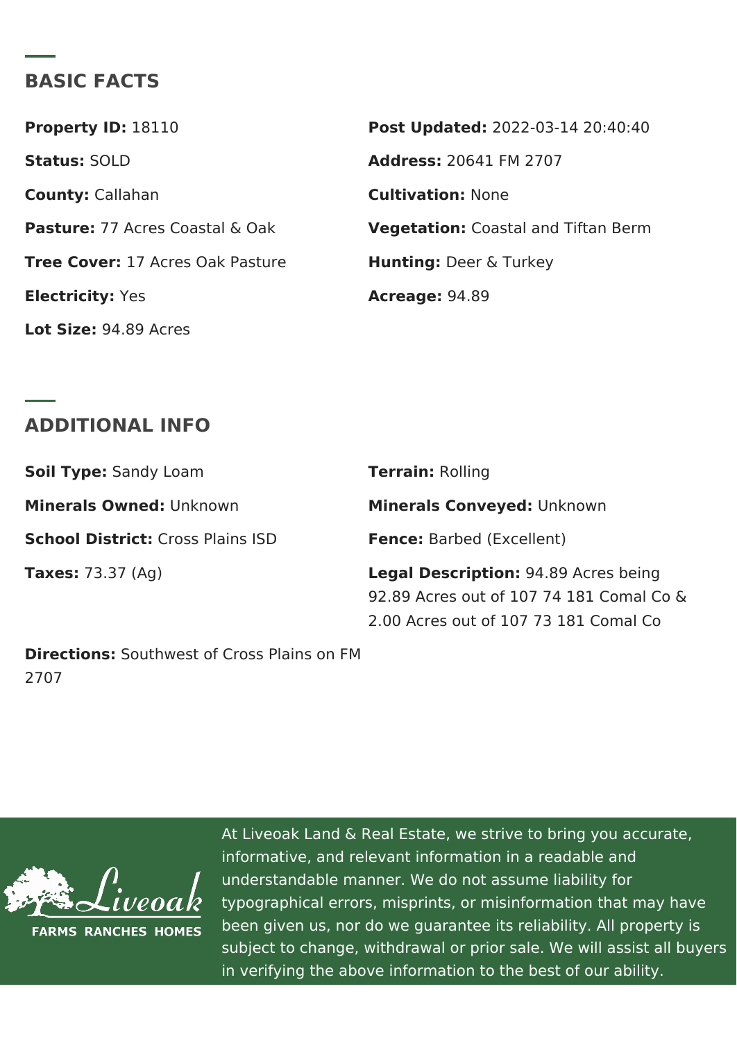## BASIC FACTS

**Property ID:** 18110

**Post Updated:** 2022-03-14 20:40:40

**Status:** SOLD

**Address:** 20641 FM 2707

**County:** Callahan

**Cultivation:** None

**Pasture:** 77 Acres Coastal & Oak

**Vegetation:** Coastal and Tiftan Berm

**Tree Cover:** 17 Acres Oak Pasture

**Hunting:** Deer & Turkey

**Electricity:** Yes

**Acreage:** 94.89

**Lot Size:** 94.89 Acres

## ADDITIONAL INFO

**Soil Type:** Sandy Loam

**Terrain:** Rolling

**Minerals Owned:** Unknown

**Minerals Conveyed:** Unknown

**School District:** Cross Plains ISD

**Fence:** Barbed (Excellent)

**Taxes:** 73.37 (Ag)

**Legal Description:** 94.89 Acres being 92.89 Acres out of 107 74 181 Comal Co & 2.00 Acres out of 107 73 181 Comal Co

**Directions:** Southwest of Cross Plains on FM 2707

Liveoak FARMS RANCHES HOMES

At Liveoak Land & Real Estate, we strive to bring you accurate, informative, and relevant information in a readable and understandable manner. We do not assume liability for typographical errors, misprints, or misinformation that may have been given us, nor do we guarantee its reliability. All property is subject to change, withdrawal or prior sale. We will assist all buyers in verifying the above information to the best of our ability.